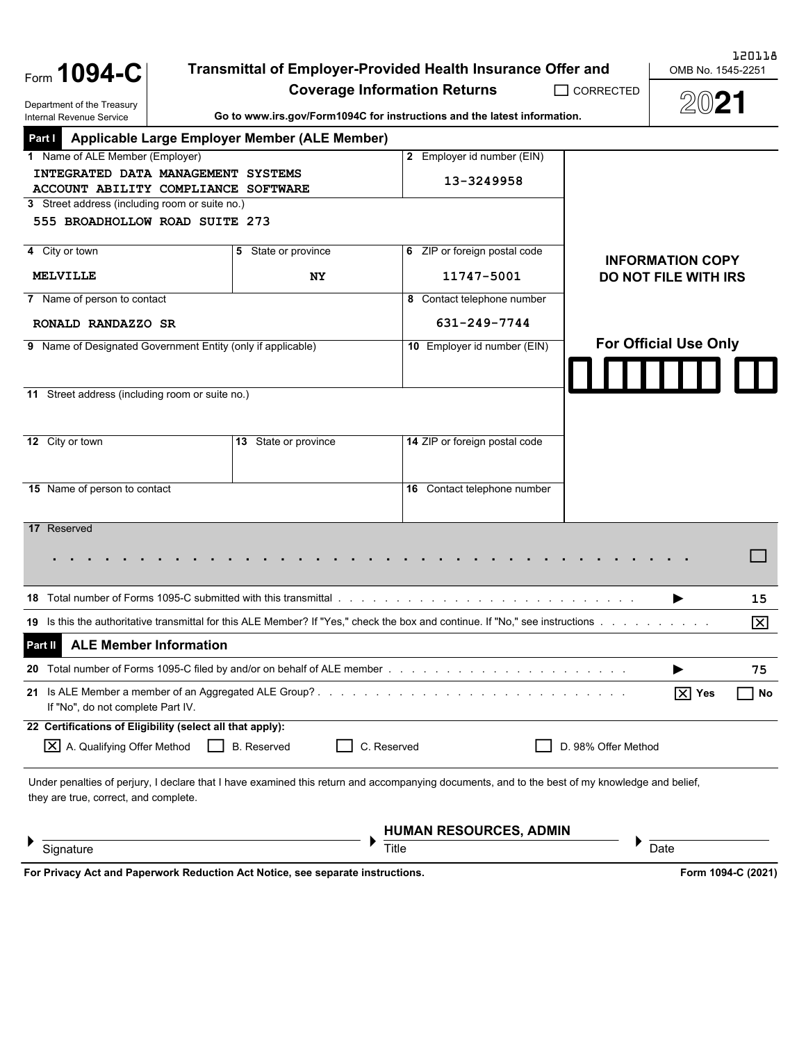120118

# Form 1094-C

**Transmittal of Employer-Provided Health Insurance Offer and Coverage Information Returns**

☐ CORRECTED

OMB No. 1545-2251

**2021**

Department of the Treasury
Internal Revenue Service

**Go to www.irs.gov/Form1094C for instructions and the latest information.**

## Part I Applicable Large Employer Member (ALE Member)

| Field | Value |
|---|---|
| 1 Name of ALE Member (Employer) | INTEGRATED DATA MANAGEMENT SYSTEMS ACCOUNT ABILITY COMPLIANCE SOFTWARE |
| 2 Employer id number (EIN) | 13-3249958 |
| 3 Street address (including room or suite no.) | 555 BROADHOLLOW ROAD SUITE 273 |
| 4 City or town | MELVILLE |
| 5 State or province | NY |
| 6 ZIP or foreign postal code | 11747-5001 |
| 7 Name of person to contact | RONALD RANDAZZO SR |
| 8 Contact telephone number | 631-249-7744 |
| 9 Name of Designated Government Entity (only if applicable) | |
| 10 Employer id number (EIN) | |
| 11 Street address (including room or suite no.) | |
| 12 City or town | |
| 13 State or province | |
| 14 ZIP or foreign postal code | |
| 15 Name of person to contact | |
| 16 Contact telephone number | |

**INFORMATION COPY DO NOT FILE WITH IRS**

**For Official Use Only**

17 Reserved ☐

18 Total number of Forms 1095-C submitted with this transmittal ▶ 15

19 Is this the authoritative transmittal for this ALE Member? If "Yes," check the box and continue. If "No," see instructions ☒

## Part II ALE Member Information

20 Total number of Forms 1095-C filed by and/or on behalf of ALE member ▶ 75

21 Is ALE Member a member of an Aggregated ALE Group? ☒ Yes ☐ No
If "No", do not complete Part IV.

**22 Certifications of Eligibility (select all that apply):**

☒ A. Qualifying Offer Method ☐ B. Reserved ☐ C. Reserved ☐ D. 98% Offer Method

Under penalties of perjury, I declare that I have examined this return and accompanying documents, and to the best of my knowledge and belief, they are true, correct, and complete.

| Signature | Title | Date |
|---|---|---|
| | HUMAN RESOURCES, ADMIN | |

**For Privacy Act and Paperwork Reduction Act Notice, see separate instructions.** **Form 1094-C (2021)**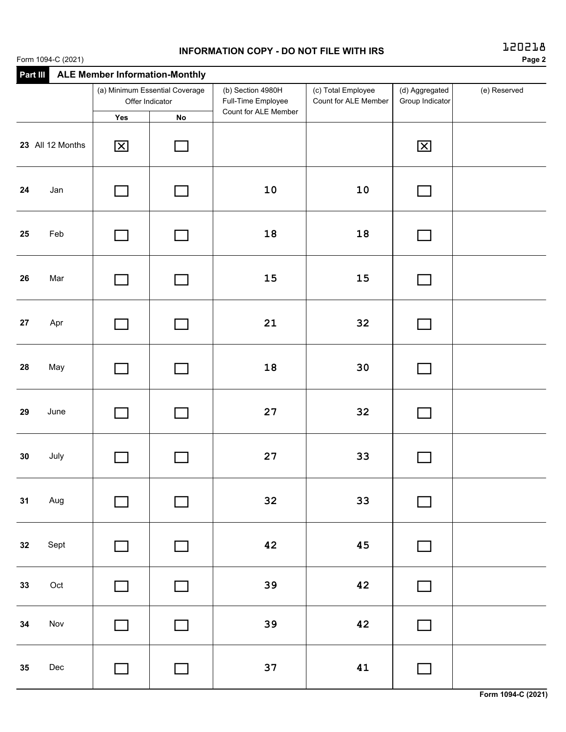**INFORMATION COPY - DO NOT FILE WITH IRS**

Form 1094-C (2021)

## Part III ALE Member Information-Monthly

| | (a) Minimum Essential Coverage Offer Indicator | | (b) Section 4980H Full-Time Employee Count for ALE Member | (c) Total Employee Count for ALE Member | (d) Aggregated Group Indicator | (e) Reserved |
|---|---|---|---|---|---|---|
| | Yes | No | | | | |
| 23 All 12 Months | ☒ | ☐ | | | ☒ | |
| 24 Jan | ☐ | ☐ | 10 | 10 | ☐ | |
| 25 Feb | ☐ | ☐ | 18 | 18 | ☐ | |
| 26 Mar | ☐ | ☐ | 15 | 15 | ☐ | |
| 27 Apr | ☐ | ☐ | 21 | 32 | ☐ | |
| 28 May | ☐ | ☐ | 18 | 30 | ☐ | |
| 29 June | ☐ | ☐ | 27 | 32 | ☐ | |
| 30 July | ☐ | ☐ | 27 | 33 | ☐ | |
| 31 Aug | ☐ | ☐ | 32 | 33 | ☐ | |
| 32 Sept | ☐ | ☐ | 42 | 45 | ☐ | |
| 33 Oct | ☐ | ☐ | 39 | 42 | ☐ | |
| 34 Nov | ☐ | ☐ | 39 | 42 | ☐ | |
| 35 Dec | ☐ | ☐ | 37 | 41 | ☐ | |

Form 1094-C (2021)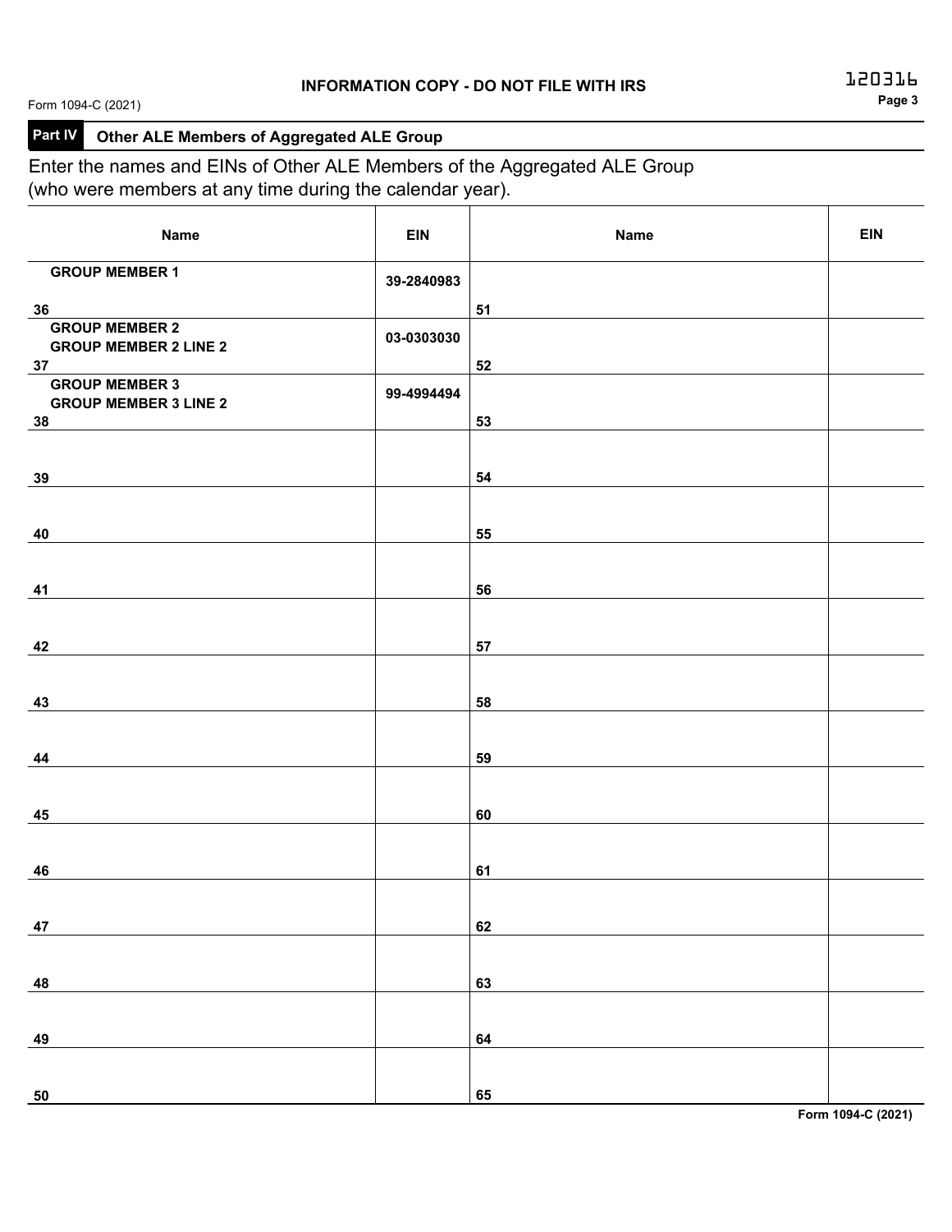INFORMATION COPY - DO NOT FILE WITH IRS

## Part IV Other ALE Members of Aggregated ALE Group

Enter the names and EINs of Other ALE Members of the Aggregated ALE Group (who were members at any time during the calendar year).

| | Name | EIN | | Name | EIN |
|---|---|---|---|---|---|
| 36 | GROUP MEMBER 1 | 39-2840983 | 51 | | |
| 37 | GROUP MEMBER 2<br>GROUP MEMBER 2 LINE 2 | 03-0303030 | 52 | | |
| 38 | GROUP MEMBER 3<br>GROUP MEMBER 3 LINE 2 | 99-4994494 | 53 | | |
| 39 | | | 54 | | |
| 40 | | | 55 | | |
| 41 | | | 56 | | |
| 42 | | | 57 | | |
| 43 | | | 58 | | |
| 44 | | | 59 | | |
| 45 | | | 60 | | |
| 46 | | | 61 | | |
| 47 | | | 62 | | |
| 48 | | | 63 | | |
| 49 | | | 64 | | |
| 50 | | | 65 | | |